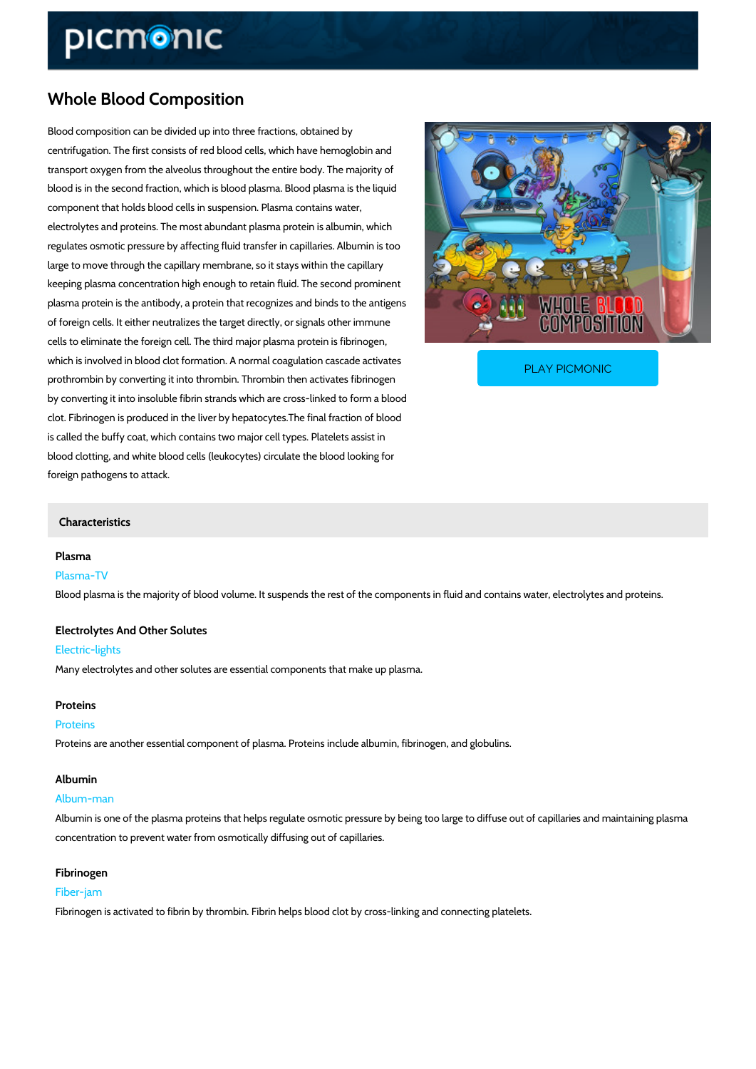# Whole Blood Composition

Blood composition can be divided up into three fractions, obtained by centrifugation. The first consists of red blood cells, which have hemoglobin and transport oxygen from the alveolus throughout the entire body. The majority of blood is in the second fraction, which is blood plasma. Blood plasma is the liquid component that holds blood cells in suspension. Plasma contains water, electrolytes and proteins. The most abundant plasma protein is albumin, which regulates osmotic pressure by affecting fluid transfer in capillaries. Albumin is too large to move through the capillary membrane, so it stays within the capillary keeping plasma concentration high enough to retain fluid. The second prominent plasma protein is the antibody, a protein that recognizes and binds to the antigens of foreign cells. It either neutralizes the target directly, or signals other immune cells to eliminate the foreign cell. The third major plasma protein is fibrinogen, which is involved in blood clot formation. A normal coagulation cascade activates prothrombin by converting it into thrombin. Thrombin then activates fibrinogen by converting it into insoluble fibrin strands which are cross-linked to form a blood clot. Fibrinogen is produced in the liver by hepatocytes.The final fraction of blood is called the buffy coat, which contains two major cell types. Platelets assist in blood clotting, and white blood cells (leukocytes) circulate the blood looking for foreign pathogens to attack.

PLAY PICMONIC

## Characteristics

### Plasma

Plasma-TV

Blood plasma is the majority of blood volume. It suspends the rest of the components in fluid and contains water, electrolytes and proteins.

### Electrolytes And Other Solutes

Electric-lights

Many electrolytes and other solutes are essential components that make up plasma.

### Proteins

Proteins

Proteins are another essential component of plasma. Proteins include albumin, fibrinogen, and globulins.

### Albumin

Album-man

Albumin is one of the plasma proteins that helps regulate osmotic pressure by being too large to diffuse out of capillaries and maintaining plasma concentration to prevent water from osmotically diffusing out of capillaries.

### Fibrinogen

Fiber-jam

Fibrinogen is activated to fibrin by thrombin. Fibrin helps blood clot by cross-linking and connecting platelets.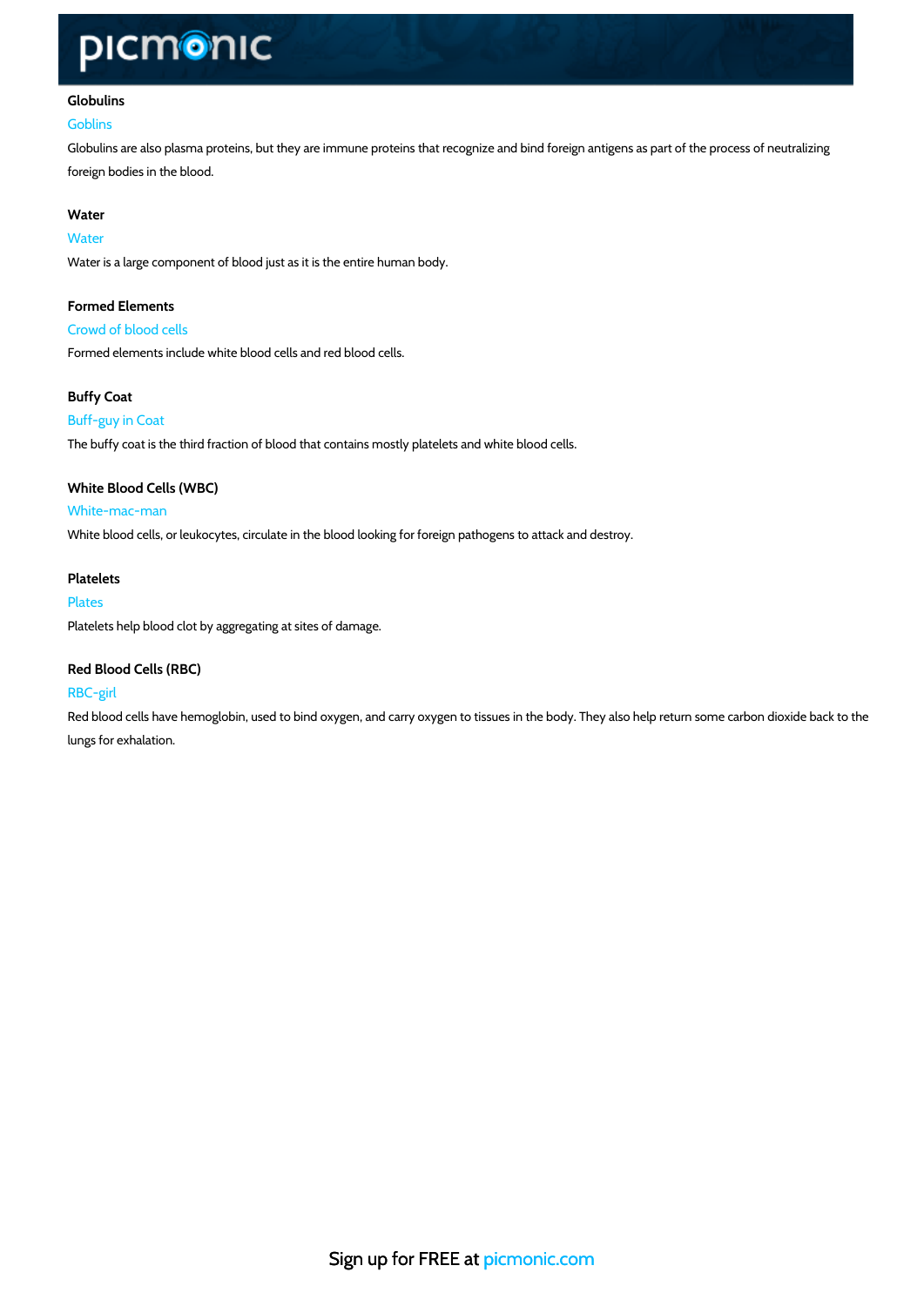### Globulins

Goblins

Globulins are also plasma proteins, but they are immune proteins that recognize and bind foreign antigens as part of the process of neutralizing foreign bodies in the blood.

### Water

Water

Water is a large component of blood just as it is the entire human body.

### Formed Elements

Crowd of blood cells

Formed elements include white blood cells and red blood cells.

### Buffy Coat

Buff-guy in Coat

The buffy coat is the third fraction of blood that contains mostly platelets and white blood cells.

### White Blood Cells (WBC)

White-mac-man

White blood cells, or leukocytes, circulate in the blood looking for foreign pathogens to attack and destroy.

### Platelets

Plates

Platelets help blood clot by aggregating at sites of damage.

### Red Blood Cells (RBC)

RBC-girl

Red blood cells have hemoglobin, used to bind oxygen, and carry oxygen to tissues in the body. They also help return some carbon dioxide back to the lungs for exhalation.